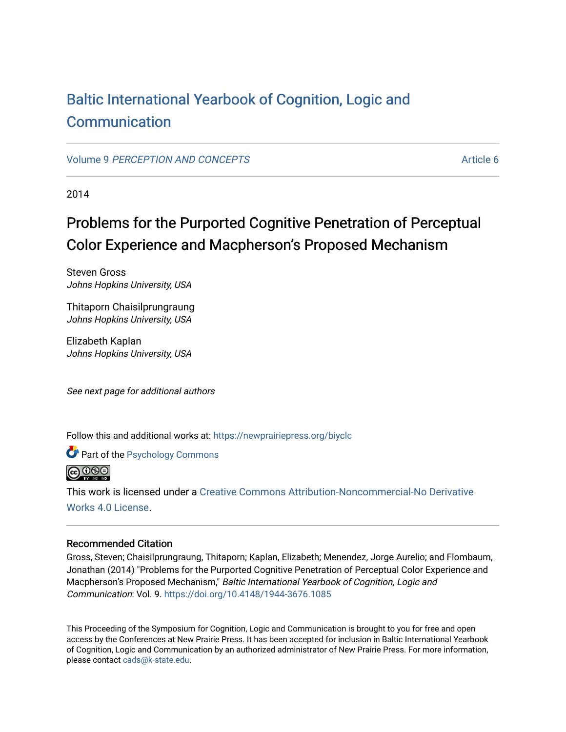# Baltic International Yearbook of Cognition, Logic and Communication

Volume 9 *PERCEPTION AND CONCEPTS* Article 6

2014

## Problems for the Purported Cognitive Penetration of Perceptual Color Experience and Macpherson's Proposed Mechanism

Steven Gross
*Johns Hopkins University, USA*

Thitaporn Chaisilprungraung
*Johns Hopkins University, USA*

Elizabeth Kaplan
*Johns Hopkins University, USA*

*See next page for additional authors*

Follow this and additional works at: https://newprairiepress.org/biyclc

Part of the Psychology Commons

This work is licensed under a Creative Commons Attribution-Noncommercial-No Derivative Works 4.0 License.

### Recommended Citation

Gross, Steven; Chaisilprungraung, Thitaporn; Kaplan, Elizabeth; Menendez, Jorge Aurelio; and Flombaum, Jonathan (2014) "Problems for the Purported Cognitive Penetration of Perceptual Color Experience and Macpherson's Proposed Mechanism," *Baltic International Yearbook of Cognition, Logic and Communication*: Vol. 9. https://doi.org/10.4148/1944-3676.1085

This Proceeding of the Symposium for Cognition, Logic and Communication is brought to you for free and open access by the Conferences at New Prairie Press. It has been accepted for inclusion in Baltic International Yearbook of Cognition, Logic and Communication by an authorized administrator of New Prairie Press. For more information, please contact cads@k-state.edu.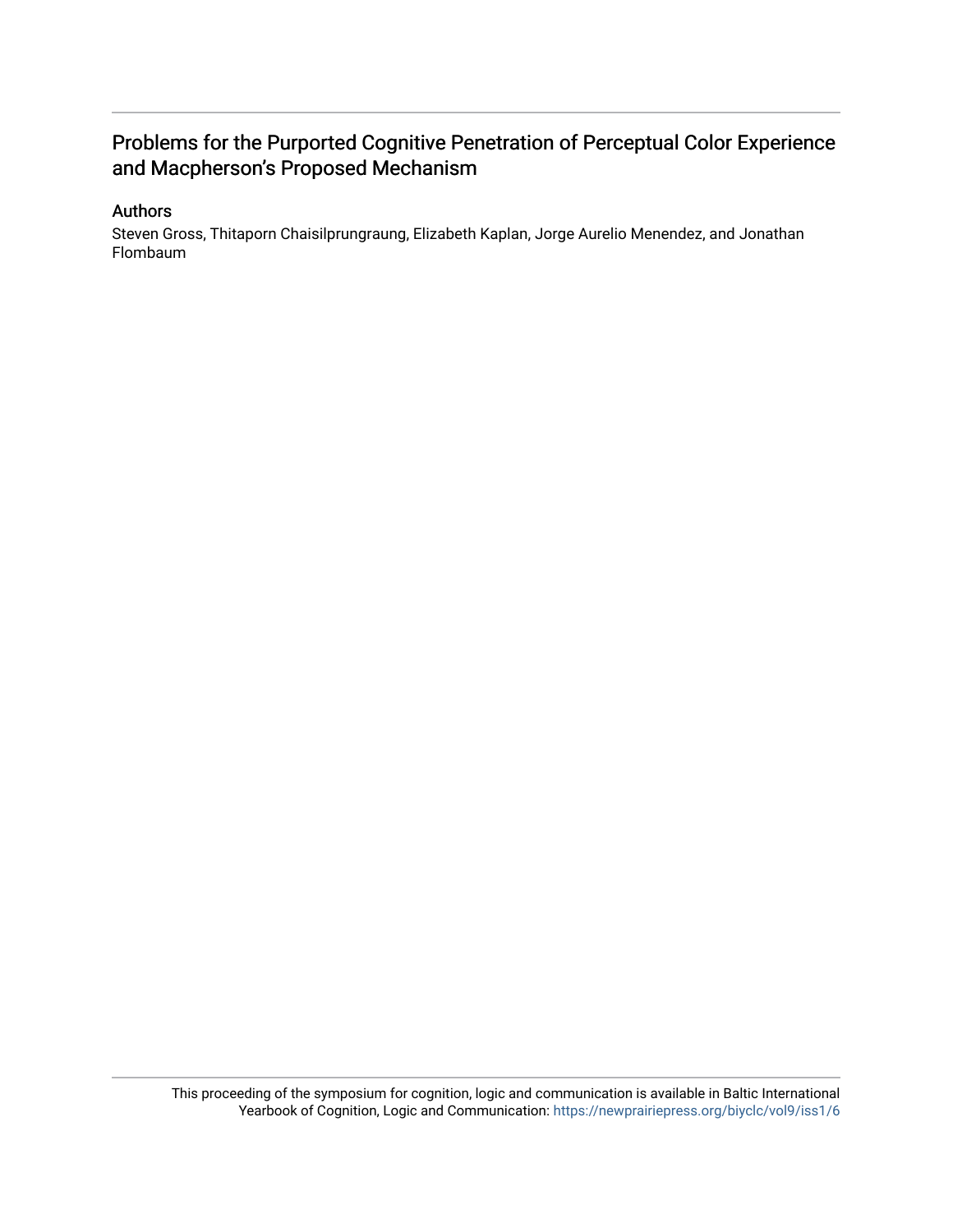# Problems for the Purported Cognitive Penetration of Perceptual Color Experience and Macpherson's Proposed Mechanism

## Authors

Steven Gross, Thitaporn Chaisilprungraung, Elizabeth Kaplan, Jorge Aurelio Menendez, and Jonathan Flombaum

This proceeding of the symposium for cognition, logic and communication is available in Baltic International Yearbook of Cognition, Logic and Communication: https://newprairiepress.org/biyclc/vol9/iss1/6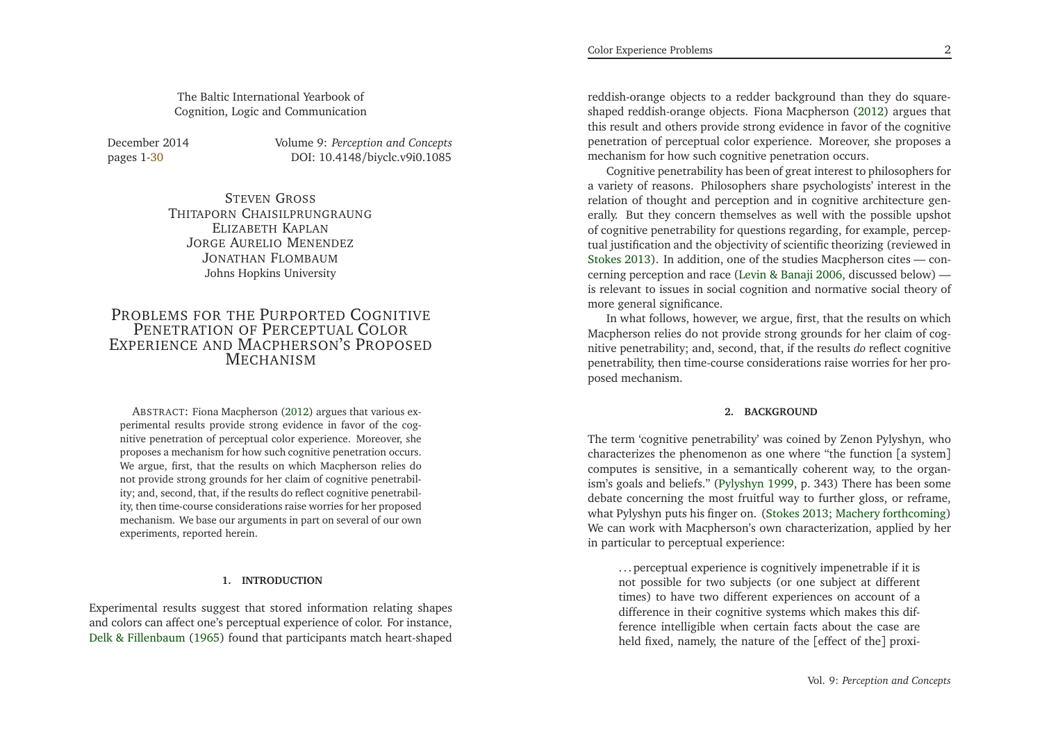The Baltic International Yearbook of Cognition, Logic and Communication

December 2014 — Volume 9: *Perception and Concepts*
pages 1-30 — DOI: 10.4148/biyclc.v9i0.1085

STEVEN GROSS
THITAPORN CHAISILPRUNGRAUNG
ELIZABETH KAPLAN
JORGE AURELIO MENENDEZ
JONATHAN FLOMBAUM
Johns Hopkins University

# PROBLEMS FOR THE PURPORTED COGNITIVE PENETRATION OF PERCEPTUAL COLOR EXPERIENCE AND MACPHERSON'S PROPOSED MECHANISM

ABSTRACT: Fiona Macpherson (2012) argues that various experimental results provide strong evidence in favor of the cognitive penetration of perceptual color experience. Moreover, she proposes a mechanism for how such cognitive penetration occurs. We argue, first, that the results on which Macpherson relies do not provide strong grounds for her claim of cognitive penetrability; and, second, that, if the results do reflect cognitive penetrability, then time-course considerations raise worries for her proposed mechanism. We base our arguments in part on several of our own experiments, reported herein.

## 1. INTRODUCTION

Experimental results suggest that stored information relating shapes and colors can affect one's perceptual experience of color. For instance, Delk & Fillenbaum (1965) found that participants match heart-shaped reddish-orange objects to a redder background than they do square-shaped reddish-orange objects. Fiona Macpherson (2012) argues that this result and others provide strong evidence in favor of the cognitive penetration of perceptual color experience. Moreover, she proposes a mechanism for how such cognitive penetration occurs.

Cognitive penetrability has been of great interest to philosophers for a variety of reasons. Philosophers share psychologists' interest in the relation of thought and perception and in cognitive architecture generally. But they concern themselves as well with the possible upshot of cognitive penetrability for questions regarding, for example, perceptual justification and the objectivity of scientific theorizing (reviewed in Stokes 2013). In addition, one of the studies Macpherson cites — concerning perception and race (Levin & Banaji 2006, discussed below) — is relevant to issues in social cognition and normative social theory of more general significance.

In what follows, however, we argue, first, that the results on which Macpherson relies do not provide strong grounds for her claim of cognitive penetrability; and, second, that, if the results *do* reflect cognitive penetrability, then time-course considerations raise worries for her proposed mechanism.

## 2. BACKGROUND

The term 'cognitive penetrability' was coined by Zenon Pylyshyn, who characterizes the phenomenon as one where "the function [a system] computes is sensitive, in a semantically coherent way, to the organism's goals and beliefs." (Pylyshyn 1999, p. 343) There has been some debate concerning the most fruitful way to further gloss, or reframe, what Pylyshyn puts his finger on. (Stokes 2013; Machery forthcoming) We can work with Macpherson's own characterization, applied by her in particular to perceptual experience:

> ...perceptual experience is cognitively impenetrable if it is not possible for two subjects (or one subject at different times) to have two different experiences on account of a difference in their cognitive systems which makes this difference intelligible when certain facts about the case are held fixed, namely, the nature of the [effect of the] proxi-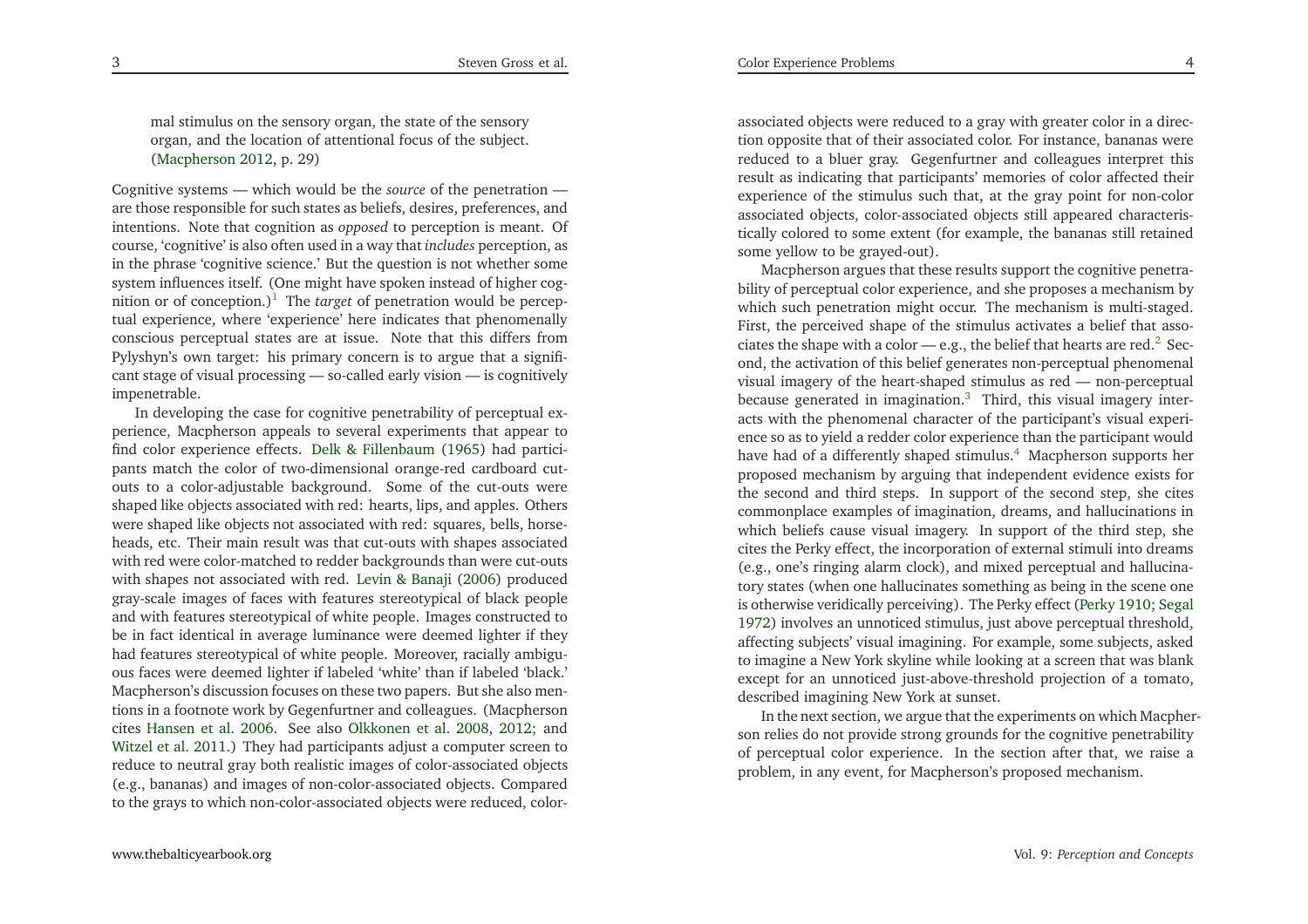mal stimulus on the sensory organ, the state of the sensory organ, and the location of attentional focus of the subject. (Macpherson 2012, p. 29)

Cognitive systems — which would be the *source* of the penetration — are those responsible for such states as beliefs, desires, preferences, and intentions. Note that cognition as *opposed* to perception is meant. Of course, 'cognitive' is also often used in a way that *includes* perception, as in the phrase 'cognitive science.' But the question is not whether some system influences itself. (One might have spoken instead of higher cognition or of conception.)[1] The *target* of penetration would be perceptual experience, where 'experience' here indicates that phenomenally conscious perceptual states are at issue. Note that this differs from Pylyshyn's own target: his primary concern is to argue that a significant stage of visual processing — so-called early vision — is cognitively impenetrable.

In developing the case for cognitive penetrability of perceptual experience, Macpherson appeals to several experiments that appear to find color experience effects. Delk & Fillenbaum (1965) had participants match the color of two-dimensional orange-red cardboard cut-outs to a color-adjustable background. Some of the cut-outs were shaped like objects associated with red: hearts, lips, and apples. Others were shaped like objects not associated with red: squares, bells, horse-heads, etc. Their main result was that cut-outs with shapes associated with red were color-matched to redder backgrounds than were cut-outs with shapes not associated with red. Levin & Banaji (2006) produced gray-scale images of faces with features stereotypical of black people and with features stereotypical of white people. Images constructed to be in fact identical in average luminance were deemed lighter if they had features stereotypical of white people. Moreover, racially ambiguous faces were deemed lighter if labeled 'white' than if labeled 'black.' Macpherson's discussion focuses on these two papers. But she also mentions in a footnote work by Gegenfurtner and colleagues. (Macpherson cites Hansen et al. 2006. See also Olkkonen et al. 2008, 2012; and Witzel et al. 2011.) They had participants adjust a computer screen to reduce to neutral gray both realistic images of color-associated objects (e.g., bananas) and images of non-color-associated objects. Compared to the grays to which non-color-associated objects were reduced, color-associated objects were reduced to a gray with greater color in a direction opposite that of their associated color. For instance, bananas were reduced to a bluer gray. Gegenfurtner and colleagues interpret this result as indicating that participants' memories of color affected their experience of the stimulus such that, at the gray point for non-color associated objects, color-associated objects still appeared characteristically colored to some extent (for example, the bananas still retained some yellow to be grayed-out).

Macpherson argues that these results support the cognitive penetrability of perceptual color experience, and she proposes a mechanism by which such penetration might occur. The mechanism is multi-staged. First, the perceived shape of the stimulus activates a belief that associates the shape with a color — e.g., the belief that hearts are red.[2] Second, the activation of this belief generates non-perceptual phenomenal visual imagery of the heart-shaped stimulus as red — non-perceptual because generated in imagination.[3] Third, this visual imagery interacts with the phenomenal character of the participant's visual experience so as to yield a redder color experience than the participant would have had of a differently shaped stimulus.[4] Macpherson supports her proposed mechanism by arguing that independent evidence exists for the second and third steps. In support of the second step, she cites commonplace examples of imagination, dreams, and hallucinations in which beliefs cause visual imagery. In support of the third step, she cites the Perky effect, the incorporation of external stimuli into dreams (e.g., one's ringing alarm clock), and mixed perceptual and hallucinatory states (when one hallucinates something as being in the scene one is otherwise veridically perceiving). The Perky effect (Perky 1910; Segal 1972) involves an unnoticed stimulus, just above perceptual threshold, affecting subjects' visual imagining. For example, some subjects, asked to imagine a New York skyline while looking at a screen that was blank except for an unnoticed just-above-threshold projection of a tomato, described imagining New York at sunset.

In the next section, we argue that the experiments on which Macpherson relies do not provide strong grounds for the cognitive penetrability of perceptual color experience. In the section after that, we raise a problem, in any event, for Macpherson's proposed mechanism.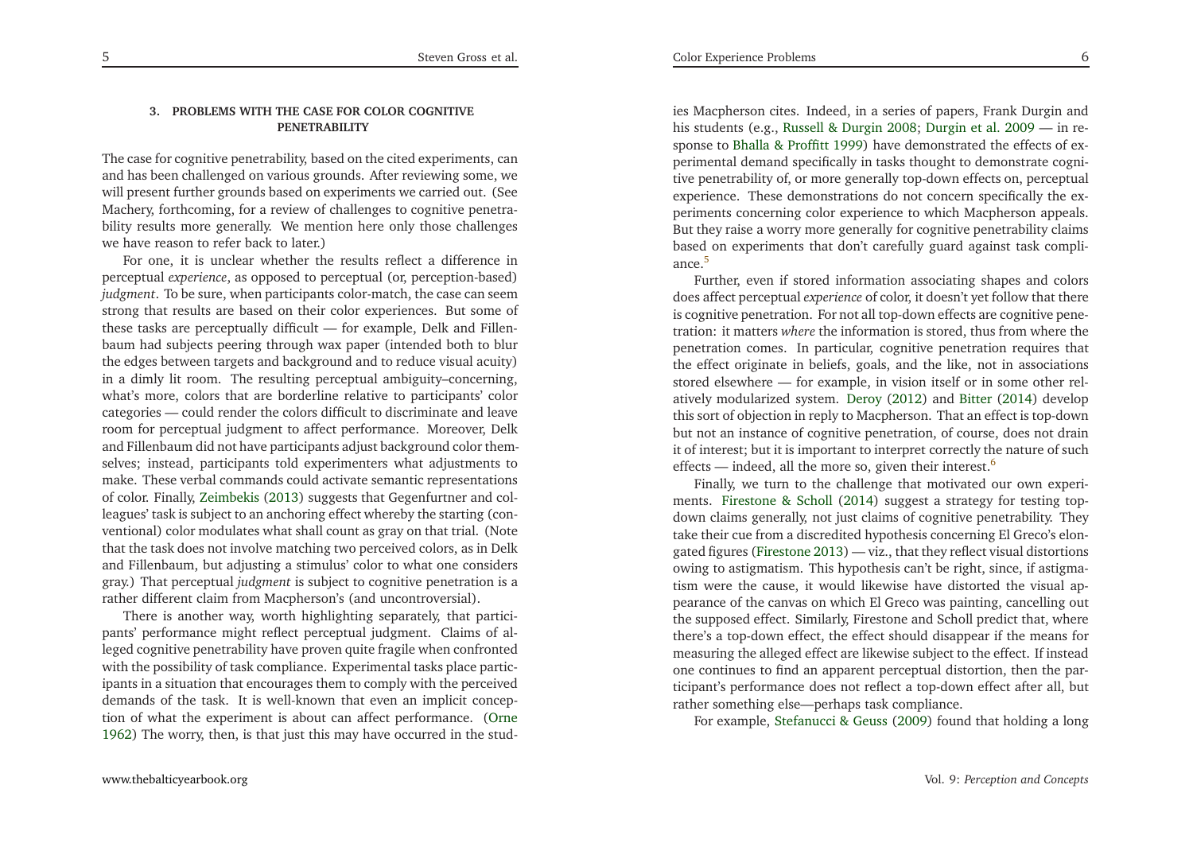### 3. PROBLEMS WITH THE CASE FOR COLOR COGNITIVE PENETRABILITY

The case for cognitive penetrability, based on the cited experiments, can and has been challenged on various grounds. After reviewing some, we will present further grounds based on experiments we carried out. (See Machery, forthcoming, for a review of challenges to cognitive penetrability results more generally. We mention here only those challenges we have reason to refer back to later.)

For one, it is unclear whether the results reflect a difference in perceptual *experience*, as opposed to perceptual (or, perception-based) *judgment*. To be sure, when participants color-match, the case can seem strong that results are based on their color experiences. But some of these tasks are perceptually difficult — for example, Delk and Fillenbaum had subjects peering through wax paper (intended both to blur the edges between targets and background and to reduce visual acuity) in a dimly lit room. The resulting perceptual ambiguity–concerning, what's more, colors that are borderline relative to participants' color categories — could render the colors difficult to discriminate and leave room for perceptual judgment to affect performance. Moreover, Delk and Fillenbaum did not have participants adjust background color themselves; instead, participants told experimenters what adjustments to make. These verbal commands could activate semantic representations of color. Finally, Zeimbekis (2013) suggests that Gegenfurtner and colleagues' task is subject to an anchoring effect whereby the starting (conventional) color modulates what shall count as gray on that trial. (Note that the task does not involve matching two perceived colors, as in Delk and Fillenbaum, but adjusting a stimulus' color to what one considers gray.) That perceptual *judgment* is subject to cognitive penetration is a rather different claim from Macpherson's (and uncontroversial).

There is another way, worth highlighting separately, that participants' performance might reflect perceptual judgment. Claims of alleged cognitive penetrability have proven quite fragile when confronted with the possibility of task compliance. Experimental tasks place participants in a situation that encourages them to comply with the perceived demands of the task. It is well-known that even an implicit conception of what the experiment is about can affect performance. (Orne 1962) The worry, then, is that just this may have occurred in the studies Macpherson cites. Indeed, in a series of papers, Frank Durgin and his students (e.g., Russell & Durgin 2008; Durgin et al. 2009 — in response to Bhalla & Proffitt 1999) have demonstrated the effects of experimental demand specifically in tasks thought to demonstrate cognitive penetrability of, or more generally top-down effects on, perceptual experience. These demonstrations do not concern specifically the experiments concerning color experience to which Macpherson appeals. But they raise a worry more generally for cognitive penetrability claims based on experiments that don't carefully guard against task compliance.[5]

Further, even if stored information associating shapes and colors does affect perceptual *experience* of color, it doesn't yet follow that there is cognitive penetration. For not all top-down effects are cognitive penetration: it matters *where* the information is stored, thus from where the penetration comes. In particular, cognitive penetration requires that the effect originate in beliefs, goals, and the like, not in associations stored elsewhere — for example, in vision itself or in some other relatively modularized system. Deroy (2012) and Bitter (2014) develop this sort of objection in reply to Macpherson. That an effect is top-down but not an instance of cognitive penetration, of course, does not drain it of interest; but it is important to interpret correctly the nature of such effects — indeed, all the more so, given their interest.[6]

Finally, we turn to the challenge that motivated our own experiments. Firestone & Scholl (2014) suggest a strategy for testing top-down claims generally, not just claims of cognitive penetrability. They take their cue from a discredited hypothesis concerning El Greco's elongated figures (Firestone 2013) — viz., that they reflect visual distortions owing to astigmatism. This hypothesis can't be right, since, if astigmatism were the cause, it would likewise have distorted the visual appearance of the canvas on which El Greco was painting, cancelling out the supposed effect. Similarly, Firestone and Scholl predict that, where there's a top-down effect, the effect should disappear if the means for measuring the alleged effect are likewise subject to the effect. If instead one continues to find an apparent perceptual distortion, then the participant's performance does not reflect a top-down effect after all, but rather something else—perhaps task compliance.

For example, Stefanucci & Geuss (2009) found that holding a long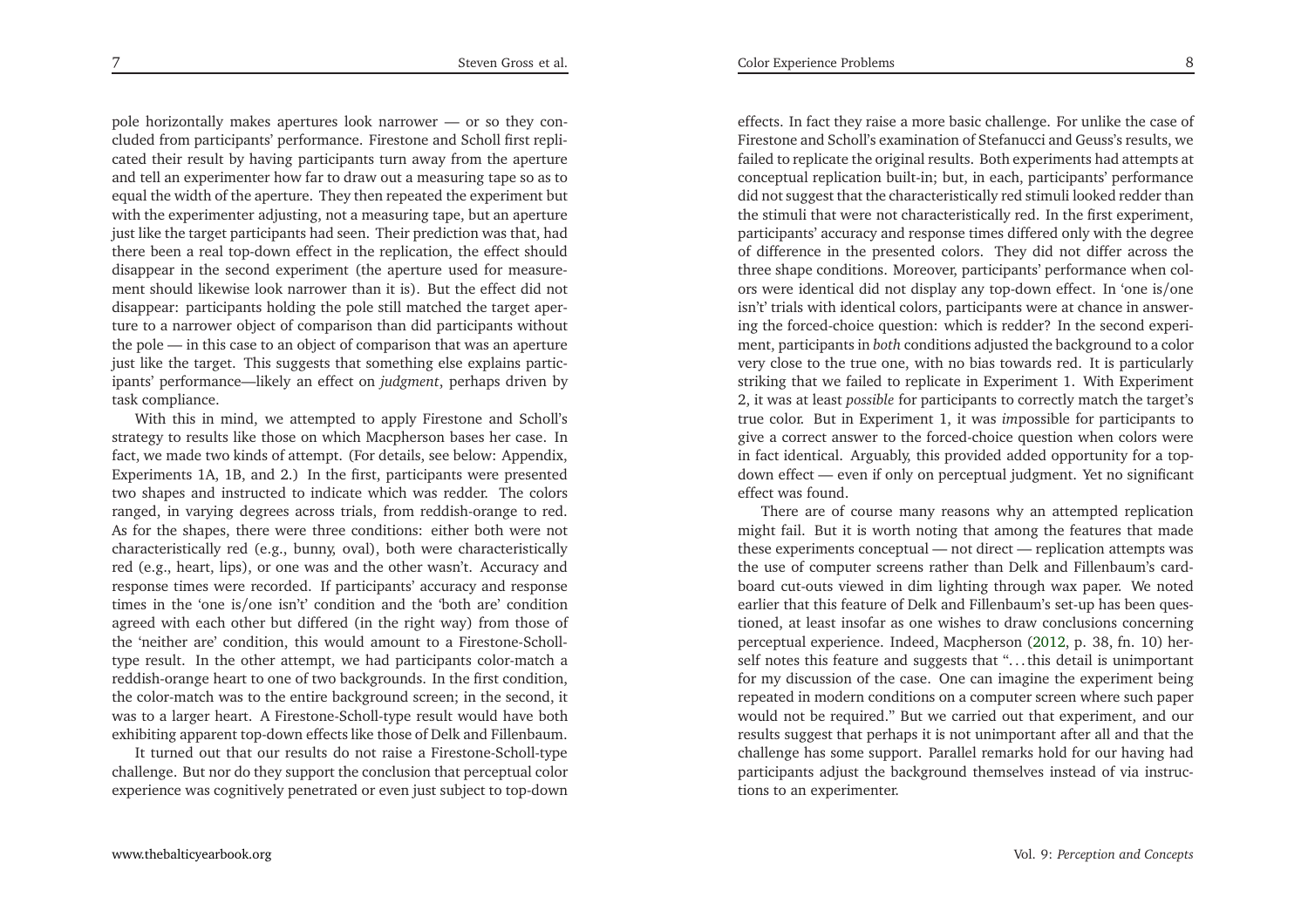pole horizontally makes apertures look narrower — or so they concluded from participants' performance. Firestone and Scholl first replicated their result by having participants turn away from the aperture and tell an experimenter how far to draw out a measuring tape so as to equal the width of the aperture. They then repeated the experiment but with the experimenter adjusting, not a measuring tape, but an aperture just like the target participants had seen. Their prediction was that, had there been a real top-down effect in the replication, the effect should disappear in the second experiment (the aperture used for measurement should likewise look narrower than it is). But the effect did not disappear: participants holding the pole still matched the target aperture to a narrower object of comparison than did participants without the pole — in this case to an object of comparison that was an aperture just like the target. This suggests that something else explains participants' performance—likely an effect on *judgment*, perhaps driven by task compliance.

With this in mind, we attempted to apply Firestone and Scholl's strategy to results like those on which Macpherson bases her case. In fact, we made two kinds of attempt. (For details, see below: Appendix, Experiments 1A, 1B, and 2.) In the first, participants were presented two shapes and instructed to indicate which was redder. The colors ranged, in varying degrees across trials, from reddish-orange to red. As for the shapes, there were three conditions: either both were not characteristically red (e.g., bunny, oval), both were characteristically red (e.g., heart, lips), or one was and the other wasn't. Accuracy and response times were recorded. If participants' accuracy and response times in the 'one is/one isn't' condition and the 'both are' condition agreed with each other but differed (in the right way) from those of the 'neither are' condition, this would amount to a Firestone-Scholl-type result. In the other attempt, we had participants color-match a reddish-orange heart to one of two backgrounds. In the first condition, the color-match was to the entire background screen; in the second, it was to a larger heart. A Firestone-Scholl-type result would have both exhibiting apparent top-down effects like those of Delk and Fillenbaum.

It turned out that our results do not raise a Firestone-Scholl-type challenge. But nor do they support the conclusion that perceptual color experience was cognitively penetrated or even just subject to top-down effects. In fact they raise a more basic challenge. For unlike the case of Firestone and Scholl's examination of Stefanucci and Geuss's results, we failed to replicate the original results. Both experiments had attempts at conceptual replication built-in; but, in each, participants' performance did not suggest that the characteristically red stimuli looked redder than the stimuli that were not characteristically red. In the first experiment, participants' accuracy and response times differed only with the degree of difference in the presented colors. They did not differ across the three shape conditions. Moreover, participants' performance when colors were identical did not display any top-down effect. In 'one is/one isn't' trials with identical colors, participants were at chance in answering the forced-choice question: which is redder? In the second experiment, participants in *both* conditions adjusted the background to a color very close to the true one, with no bias towards red. It is particularly striking that we failed to replicate in Experiment 1. With Experiment 2, it was at least *possible* for participants to correctly match the target's true color. But in Experiment 1, it was *im*possible for participants to give a correct answer to the forced-choice question when colors were in fact identical. Arguably, this provided added opportunity for a top-down effect — even if only on perceptual judgment. Yet no significant effect was found.

There are of course many reasons why an attempted replication might fail. But it is worth noting that among the features that made these experiments conceptual — not direct — replication attempts was the use of computer screens rather than Delk and Fillenbaum's cardboard cut-outs viewed in dim lighting through wax paper. We noted earlier that this feature of Delk and Fillenbaum's set-up has been questioned, at least insofar as one wishes to draw conclusions concerning perceptual experience. Indeed, Macpherson (2012, p. 38, fn. 10) herself notes this feature and suggests that "…this detail is unimportant for my discussion of the case. One can imagine the experiment being repeated in modern conditions on a computer screen where such paper would not be required." But we carried out that experiment, and our results suggest that perhaps it is not unimportant after all and that the challenge has some support. Parallel remarks hold for our having had participants adjust the background themselves instead of via instructions to an experimenter.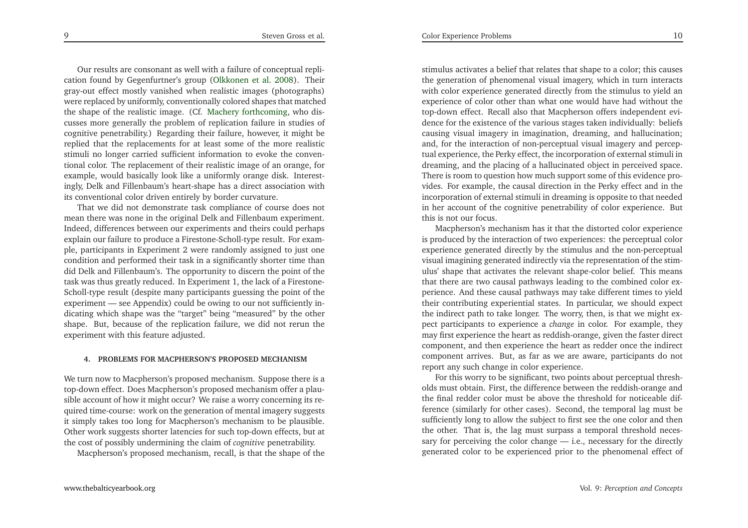Our results are consonant as well with a failure of conceptual replication found by Gegenfurtner's group (Olkkonen et al. 2008). Their gray-out effect mostly vanished when realistic images (photographs) were replaced by uniformly, conventionally colored shapes that matched the shape of the realistic image. (Cf. Machery forthcoming, who discusses more generally the problem of replication failure in studies of cognitive penetrability.) Regarding their failure, however, it might be replied that the replacements for at least some of the more realistic stimuli no longer carried sufficient information to evoke the conventional color. The replacement of their realistic image of an orange, for example, would basically look like a uniformly orange disk. Interestingly, Delk and Fillenbaum's heart-shape has a direct association with its conventional color driven entirely by border curvature.

That we did not demonstrate task compliance of course does not mean there was none in the original Delk and Fillenbaum experiment. Indeed, differences between our experiments and theirs could perhaps explain our failure to produce a Firestone-Scholl-type result. For example, participants in Experiment 2 were randomly assigned to just one condition and performed their task in a significantly shorter time than did Delk and Fillenbaum's. The opportunity to discern the point of the task was thus greatly reduced. In Experiment 1, the lack of a Firestone-Scholl-type result (despite many participants guessing the point of the experiment — see Appendix) could be owing to our not sufficiently indicating which shape was the "target" being "measured" by the other shape. But, because of the replication failure, we did not rerun the experiment with this feature adjusted.

## 4. PROBLEMS FOR MACPHERSON'S PROPOSED MECHANISM

We turn now to Macpherson's proposed mechanism. Suppose there is a top-down effect. Does Macpherson's proposed mechanism offer a plausible account of how it might occur? We raise a worry concerning its required time-course: work on the generation of mental imagery suggests it simply takes too long for Macpherson's mechanism to be plausible. Other work suggests shorter latencies for such top-down effects, but at the cost of possibly undermining the claim of *cognitive* penetrability.

Macpherson's proposed mechanism, recall, is that the shape of the stimulus activates a belief that relates that shape to a color; this causes the generation of phenomenal visual imagery, which in turn interacts with color experience generated directly from the stimulus to yield an experience of color other than what one would have had without the top-down effect. Recall also that Macpherson offers independent evidence for the existence of the various stages taken individually: beliefs causing visual imagery in imagination, dreaming, and hallucination; and, for the interaction of non-perceptual visual imagery and perceptual experience, the Perky effect, the incorporation of external stimuli in dreaming, and the placing of a hallucinated object in perceived space. There is room to question how much support some of this evidence provides. For example, the causal direction in the Perky effect and in the incorporation of external stimuli in dreaming is opposite to that needed in her account of the cognitive penetrability of color experience. But this is not our focus.

Macpherson's mechanism has it that the distorted color experience is produced by the interaction of two experiences: the perceptual color experience generated directly by the stimulus and the non-perceptual visual imagining generated indirectly via the representation of the stimulus' shape that activates the relevant shape-color belief. This means that there are two causal pathways leading to the combined color experience. And these causal pathways may take different times to yield their contributing experiential states. In particular, we should expect the indirect path to take longer. The worry, then, is that we might expect participants to experience a *change* in color. For example, they may first experience the heart as reddish-orange, given the faster direct component, and then experience the heart as redder once the indirect component arrives. But, as far as we are aware, participants do not report any such change in color experience.

For this worry to be significant, two points about perceptual thresholds must obtain. First, the difference between the reddish-orange and the final redder color must be above the threshold for noticeable difference (similarly for other cases). Second, the temporal lag must be sufficiently long to allow the subject to first see the one color and then the other. That is, the lag must surpass a temporal threshold necessary for perceiving the color change — i.e., necessary for the directly generated color to be experienced prior to the phenomenal effect of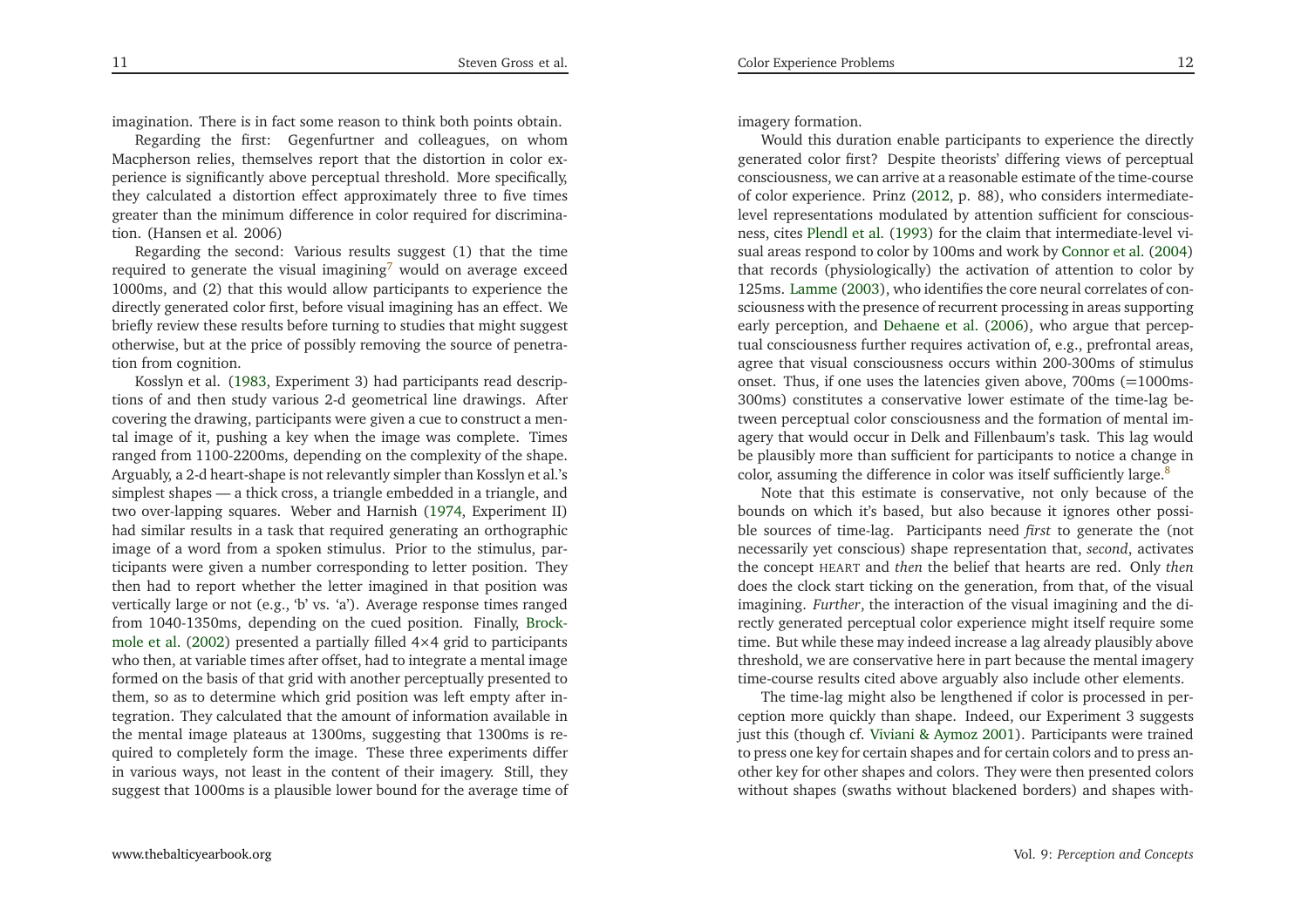imagination. There is in fact some reason to think both points obtain.

Regarding the first: Gegenfurtner and colleagues, on whom Macpherson relies, themselves report that the distortion in color experience is significantly above perceptual threshold. More specifically, they calculated a distortion effect approximately three to five times greater than the minimum difference in color required for discrimination. (Hansen et al. 2006)

Regarding the second: Various results suggest (1) that the time required to generate the visual imagining[7] would on average exceed 1000ms, and (2) that this would allow participants to experience the directly generated color first, before visual imagining has an effect. We briefly review these results before turning to studies that might suggest otherwise, but at the price of possibly removing the source of penetration from cognition.

Kosslyn et al. (1983, Experiment 3) had participants read descriptions of and then study various 2-d geometrical line drawings. After covering the drawing, participants were given a cue to construct a mental image of it, pushing a key when the image was complete. Times ranged from 1100-2200ms, depending on the complexity of the shape. Arguably, a 2-d heart-shape is not relevantly simpler than Kosslyn et al.'s simplest shapes — a thick cross, a triangle embedded in a triangle, and two over-lapping squares. Weber and Harnish (1974, Experiment II) had similar results in a task that required generating an orthographic image of a word from a spoken stimulus. Prior to the stimulus, participants were given a number corresponding to letter position. They then had to report whether the letter imagined in that position was vertically large or not (e.g., 'b' vs. 'a'). Average response times ranged from 1040-1350ms, depending on the cued position. Finally, Brockmole et al. (2002) presented a partially filled 4×4 grid to participants who then, at variable times after offset, had to integrate a mental image formed on the basis of that grid with another perceptually presented to them, so as to determine which grid position was left empty after integration. They calculated that the amount of information available in the mental image plateaus at 1300ms, suggesting that 1300ms is required to completely form the image. These three experiments differ in various ways, not least in the content of their imagery. Still, they suggest that 1000ms is a plausible lower bound for the average time of imagery formation.

Would this duration enable participants to experience the directly generated color first? Despite theorists' differing views of perceptual consciousness, we can arrive at a reasonable estimate of the time-course of color experience. Prinz (2012, p. 88), who considers intermediate-level representations modulated by attention sufficient for consciousness, cites Plendl et al. (1993) for the claim that intermediate-level visual areas respond to color by 100ms and work by Connor et al. (2004) that records (physiologically) the activation of attention to color by 125ms. Lamme (2003), who identifies the core neural correlates of consciousness with the presence of recurrent processing in areas supporting early perception, and Dehaene et al. (2006), who argue that perceptual consciousness further requires activation of, e.g., prefrontal areas, agree that visual consciousness occurs within 200-300ms of stimulus onset. Thus, if one uses the latencies given above, 700ms (=1000ms-300ms) constitutes a conservative lower estimate of the time-lag between perceptual color consciousness and the formation of mental imagery that would occur in Delk and Fillenbaum's task. This lag would be plausibly more than sufficient for participants to notice a change in color, assuming the difference in color was itself sufficiently large.[8]

Note that this estimate is conservative, not only because of the bounds on which it's based, but also because it ignores other possible sources of time-lag. Participants need *first* to generate the (not necessarily yet conscious) shape representation that, *second*, activates the concept HEART and *then* the belief that hearts are red. Only *then* does the clock start ticking on the generation, from that, of the visual imagining. *Further*, the interaction of the visual imagining and the directly generated perceptual color experience might itself require some time. But while these may indeed increase a lag already plausibly above threshold, we are conservative here in part because the mental imagery time-course results cited above arguably also include other elements.

The time-lag might also be lengthened if color is processed in perception more quickly than shape. Indeed, our Experiment 3 suggests just this (though cf. Viviani & Aymoz 2001). Participants were trained to press one key for certain shapes and for certain colors and to press another key for other shapes and colors. They were then presented colors without shapes (swaths without blackened borders) and shapes with-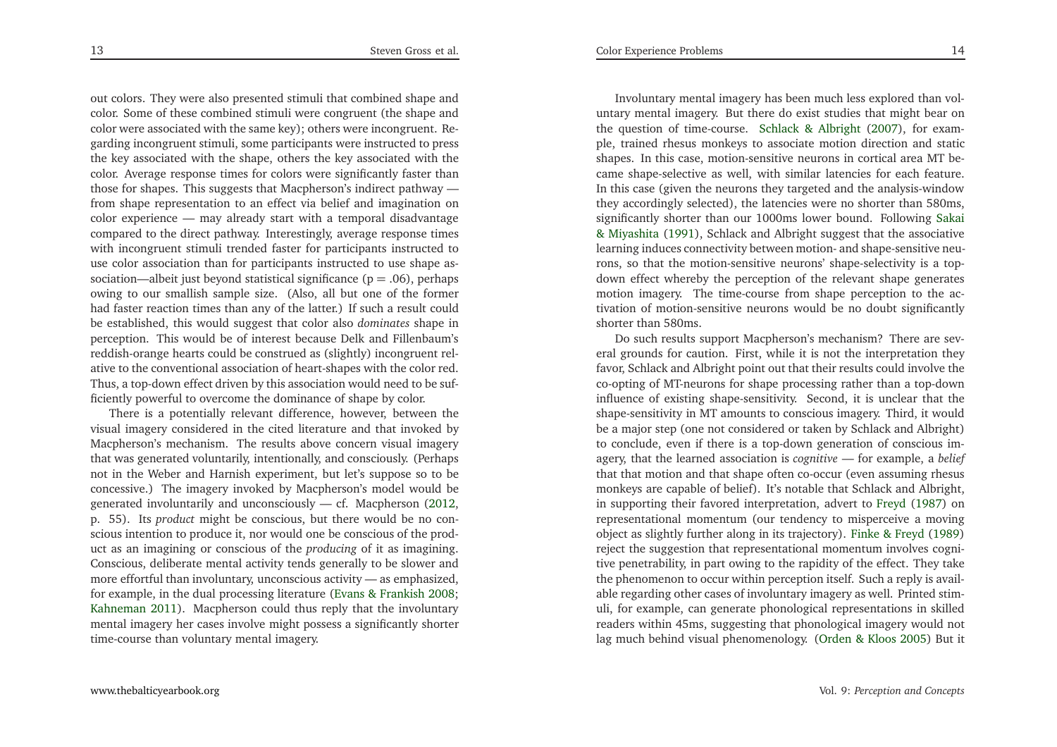out colors. They were also presented stimuli that combined shape and color. Some of these combined stimuli were congruent (the shape and color were associated with the same key); others were incongruent. Regarding incongruent stimuli, some participants were instructed to press the key associated with the shape, others the key associated with the color. Average response times for colors were significantly faster than those for shapes. This suggests that Macpherson's indirect pathway — from shape representation to an effect via belief and imagination on color experience — may already start with a temporal disadvantage compared to the direct pathway. Interestingly, average response times with incongruent stimuli trended faster for participants instructed to use color association than for participants instructed to use shape association—albeit just beyond statistical significance ($p = .06$), perhaps owing to our smallish sample size. (Also, all but one of the former had faster reaction times than any of the latter.) If such a result could be established, this would suggest that color also *dominates* shape in perception. This would be of interest because Delk and Fillenbaum's reddish-orange hearts could be construed as (slightly) incongruent relative to the conventional association of heart-shapes with the color red. Thus, a top-down effect driven by this association would need to be sufficiently powerful to overcome the dominance of shape by color.

There is a potentially relevant difference, however, between the visual imagery considered in the cited literature and that invoked by Macpherson's mechanism. The results above concern visual imagery that was generated voluntarily, intentionally, and consciously. (Perhaps not in the Weber and Harnish experiment, but let's suppose so to be concessive.) The imagery invoked by Macpherson's model would be generated involuntarily and unconsciously — cf. Macpherson (2012, p. 55). Its *product* might be conscious, but there would be no conscious intention to produce it, nor would one be conscious of the product as an imagining or conscious of the *producing* of it as imagining. Conscious, deliberate mental activity tends generally to be slower and more effortful than involuntary, unconscious activity — as emphasized, for example, in the dual processing literature (Evans & Frankish 2008; Kahneman 2011). Macpherson could thus reply that the involuntary mental imagery her cases involve might possess a significantly shorter time-course than voluntary mental imagery.

Involuntary mental imagery has been much less explored than voluntary mental imagery. But there do exist studies that might bear on the question of time-course. Schlack & Albright (2007), for example, trained rhesus monkeys to associate motion direction and static shapes. In this case, motion-sensitive neurons in cortical area MT became shape-selective as well, with similar latencies for each feature. In this case (given the neurons they targeted and the analysis-window they accordingly selected), the latencies were no shorter than 580ms, significantly shorter than our 1000ms lower bound. Following Sakai & Miyashita (1991), Schlack and Albright suggest that the associative learning induces connectivity between motion- and shape-sensitive neurons, so that the motion-sensitive neurons' shape-selectivity is a top-down effect whereby the perception of the relevant shape generates motion imagery. The time-course from shape perception to the activation of motion-sensitive neurons would be no doubt significantly shorter than 580ms.

Do such results support Macpherson's mechanism? There are several grounds for caution. First, while it is not the interpretation they favor, Schlack and Albright point out that their results could involve the co-opting of MT-neurons for shape processing rather than a top-down influence of existing shape-sensitivity. Second, it is unclear that the shape-sensitivity in MT amounts to conscious imagery. Third, it would be a major step (one not considered or taken by Schlack and Albright) to conclude, even if there is a top-down generation of conscious imagery, that the learned association is *cognitive* — for example, a *belief* that that motion and that shape often co-occur (even assuming rhesus monkeys are capable of belief). It's notable that Schlack and Albright, in supporting their favored interpretation, advert to Freyd (1987) on representational momentum (our tendency to misperceive a moving object as slightly further along in its trajectory). Finke & Freyd (1989) reject the suggestion that representational momentum involves cognitive penetrability, in part owing to the rapidity of the effect. They take the phenomenon to occur within perception itself. Such a reply is available regarding other cases of involuntary imagery as well. Printed stimuli, for example, can generate phonological representations in skilled readers within 45ms, suggesting that phonological imagery would not lag much behind visual phenomenology. (Orden & Kloos 2005) But it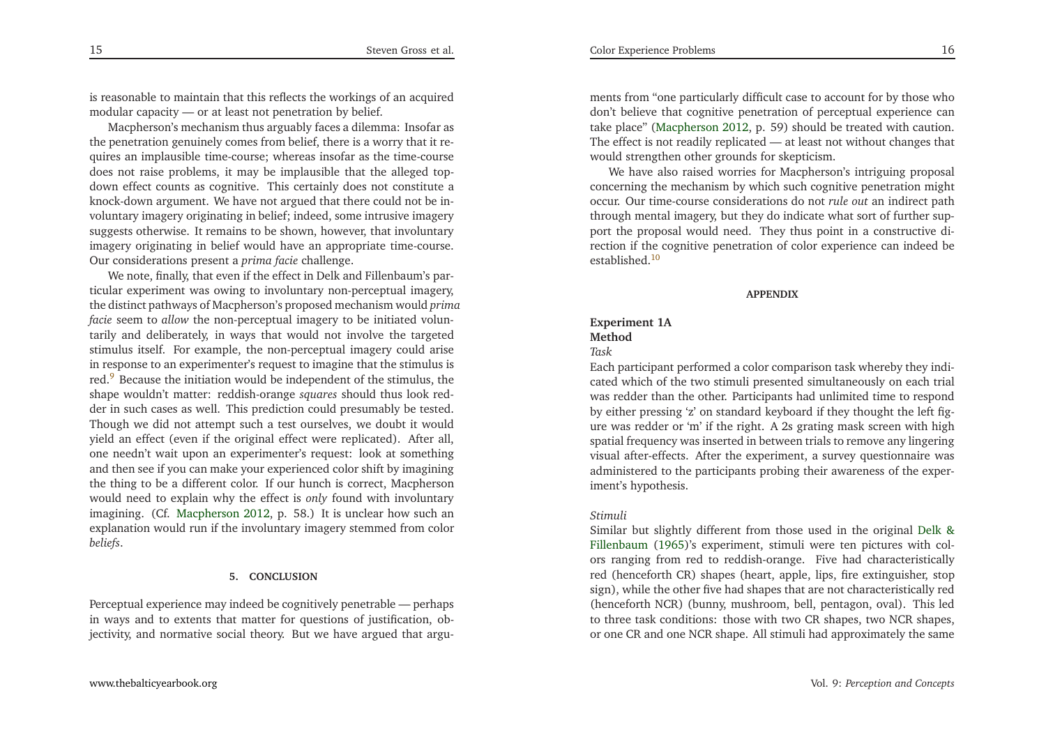is reasonable to maintain that this reflects the workings of an acquired modular capacity — or at least not penetration by belief.

Macpherson's mechanism thus arguably faces a dilemma: Insofar as the penetration genuinely comes from belief, there is a worry that it requires an implausible time-course; whereas insofar as the time-course does not raise problems, it may be implausible that the alleged top-down effect counts as cognitive. This certainly does not constitute a knock-down argument. We have not argued that there could not be involuntary imagery originating in belief; indeed, some intrusive imagery suggests otherwise. It remains to be shown, however, that involuntary imagery originating in belief would have an appropriate time-course. Our considerations present a *prima facie* challenge.

We note, finally, that even if the effect in Delk and Fillenbaum's particular experiment was owing to involuntary non-perceptual imagery, the distinct pathways of Macpherson's proposed mechanism would *prima facie* seem to *allow* the non-perceptual imagery to be initiated voluntarily and deliberately, in ways that would not involve the targeted stimulus itself. For example, the non-perceptual imagery could arise in response to an experimenter's request to imagine that the stimulus is red.[9] Because the initiation would be independent of the stimulus, the shape wouldn't matter: reddish-orange *squares* should thus look redder in such cases as well. This prediction could presumably be tested. Though we did not attempt such a test ourselves, we doubt it would yield an effect (even if the original effect were replicated). After all, one needn't wait upon an experimenter's request: look at something and then see if you can make your experienced color shift by imagining the thing to be a different color. If our hunch is correct, Macpherson would need to explain why the effect is *only* found with involuntary imagining. (Cf. Macpherson 2012, p. 58.) It is unclear how such an explanation would run if the involuntary imagery stemmed from color *beliefs*.

## 5. CONCLUSION

Perceptual experience may indeed be cognitively penetrable — perhaps in ways and to extents that matter for questions of justification, objectivity, and normative social theory. But we have argued that arguments from "one particularly difficult case to account for by those who don't believe that cognitive penetration of perceptual experience can take place" (Macpherson 2012, p. 59) should be treated with caution. The effect is not readily replicated — at least not without changes that would strengthen other grounds for skepticism.

We have also raised worries for Macpherson's intriguing proposal concerning the mechanism by which such cognitive penetration might occur. Our time-course considerations do not *rule out* an indirect path through mental imagery, but they do indicate what sort of further support the proposal would need. They thus point in a constructive direction if the cognitive penetration of color experience can indeed be established.[10]

## APPENDIX

### Experiment 1A

#### Method

*Task*

Each participant performed a color comparison task whereby they indicated which of the two stimuli presented simultaneously on each trial was redder than the other. Participants had unlimited time to respond by either pressing 'z' on standard keyboard if they thought the left figure was redder or 'm' if the right. A 2s grating mask screen with high spatial frequency was inserted in between trials to remove any lingering visual after-effects. After the experiment, a survey questionnaire was administered to the participants probing their awareness of the experiment's hypothesis.

*Stimuli*

Similar but slightly different from those used in the original Delk & Fillenbaum (1965)'s experiment, stimuli were ten pictures with colors ranging from red to reddish-orange. Five had characteristically red (henceforth CR) shapes (heart, apple, lips, fire extinguisher, stop sign), while the other five had shapes that are not characteristically red (henceforth NCR) (bunny, mushroom, bell, pentagon, oval). This led to three task conditions: those with two CR shapes, two NCR shapes, or one CR and one NCR shape. All stimuli had approximately the same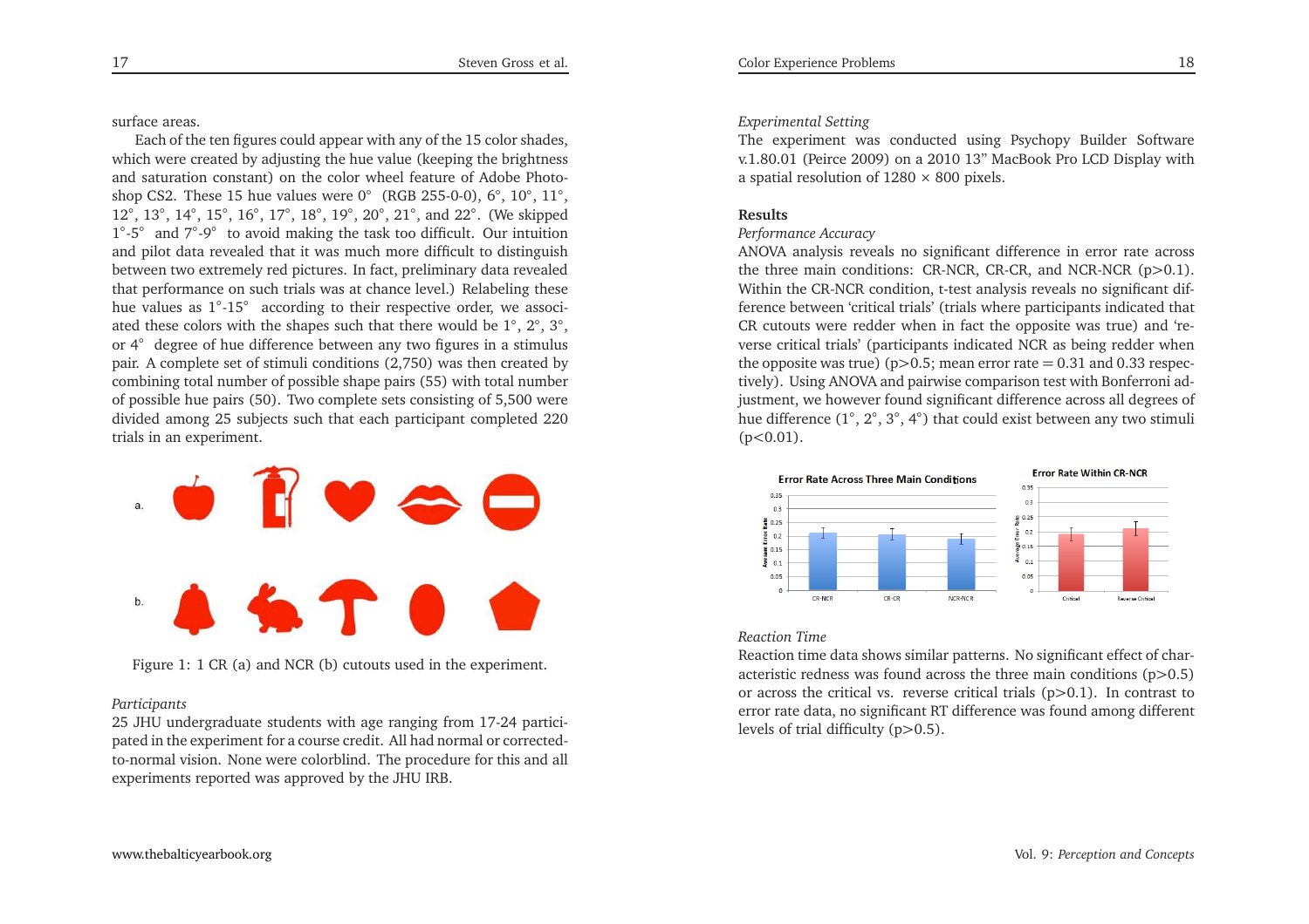surface areas.

Each of the ten figures could appear with any of the 15 color shades, which were created by adjusting the hue value (keeping the brightness and saturation constant) on the color wheel feature of Adobe Photoshop CS2. These 15 hue values were 0° (RGB 255-0-0), 6°, 10°, 11°, 12°, 13°, 14°, 15°, 16°, 17°, 18°, 19°, 20°, 21°, and 22°. (We skipped 1°-5° and 7°-9° to avoid making the task too difficult. Our intuition and pilot data revealed that it was much more difficult to distinguish between two extremely red pictures. In fact, preliminary data revealed that performance on such trials was at chance level.) Relabeling these hue values as 1°-15° according to their respective order, we associated these colors with the shapes such that there would be 1°, 2°, 3°, or 4° degree of hue difference between any two figures in a stimulus pair. A complete set of stimuli conditions (2,750) was then created by combining total number of possible shape pairs (55) with total number of possible hue pairs (50). Two complete sets consisting of 5,500 were divided among 25 subjects such that each participant completed 220 trials in an experiment.

Figure 1: 1 CR (a) and NCR (b) cutouts used in the experiment.

*Participants*

25 JHU undergraduate students with age ranging from 17-24 participated in the experiment for a course credit. All had normal or corrected-to-normal vision. None were colorblind. The procedure for this and all experiments reported was approved by the JHU IRB.

*Experimental Setting*

The experiment was conducted using Psychopy Builder Software v.1.80.01 (Peirce 2009) on a 2010 13" MacBook Pro LCD Display with a spatial resolution of 1280 × 800 pixels.

**Results**

*Performance Accuracy*

ANOVA analysis reveals no significant difference in error rate across the three main conditions: CR-NCR, CR-CR, and NCR-NCR ($p>0.1$). Within the CR-NCR condition, t-test analysis reveals no significant difference between 'critical trials' (trials where participants indicated that CR cutouts were redder when in fact the opposite was true) and 'reverse critical trials' (participants indicated NCR as being redder when the opposite was true) ($p>0.5$; mean error rate = 0.31 and 0.33 respectively). Using ANOVA and pairwise comparison test with Bonferroni adjustment, we however found significant difference across all degrees of hue difference (1°, 2°, 3°, 4°) that could exist between any two stimuli ($p<0.01$).

*Reaction Time*

Reaction time data shows similar patterns. No significant effect of characteristic redness was found across the three main conditions ($p>0.5$) or across the critical vs. reverse critical trials ($p>0.1$). In contrast to error rate data, no significant RT difference was found among different levels of trial difficulty ($p>0.5$).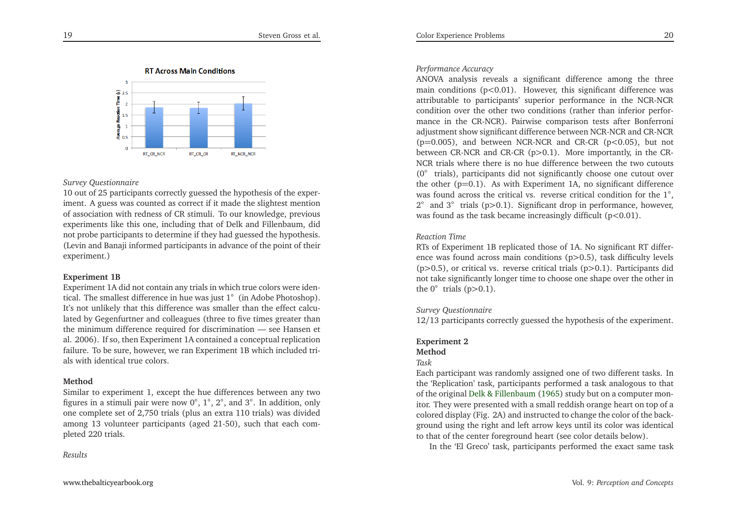*Survey Questionnaire*

10 out of 25 participants correctly guessed the hypothesis of the experiment. A guess was counted as correct if it made the slightest mention of association with redness of CR stimuli. To our knowledge, previous experiments like this one, including that of Delk and Fillenbaum, did not probe participants to determine if they had guessed the hypothesis. (Levin and Banaji informed participants in advance of the point of their experiment.)

**Experiment 1B**

Experiment 1A did not contain any trials in which true colors were identical. The smallest difference in hue was just 1° (in Adobe Photoshop). It's not unlikely that this difference was smaller than the effect calculated by Gegenfurtner and colleagues (three to five times greater than the minimum difference required for discrimination — see Hansen et al. 2006). If so, then Experiment 1A contained a conceptual replication failure. To be sure, however, we ran Experiment 1B which included trials with identical true colors.

**Method**

Similar to experiment 1, except the hue differences between any two figures in a stimuli pair were now 0°, 1°, 2°, and 3°. In addition, only one complete set of 2,750 trials (plus an extra 110 trials) was divided among 13 volunteer participants (aged 21-50), such that each completed 220 trials.

*Results*

*Performance Accuracy*

ANOVA analysis reveals a significant difference among the three main conditions ($p<0.01$). However, this significant difference was attributable to participants' superior performance in the NCR-NCR condition over the other two conditions (rather than inferior performance in the CR-NCR). Pairwise comparison tests after Bonferroni adjustment show significant difference between NCR-NCR and CR-NCR ($p=0.005$), and between NCR-NCR and CR-CR ($p<0.05$), but not between CR-NCR and CR-CR ($p>0.1$). More importantly, in the CR-NCR trials where there is no hue difference between the two cutouts (0° trials), participants did not significantly choose one cutout over the other ($p=0.1$). As with Experiment 1A, no significant difference was found across the critical vs. reverse critical condition for the 1°, 2° and 3° trials ($p>0.1$). Significant drop in performance, however, was found as the task became increasingly difficult ($p<0.01$).

*Reaction Time*

RTs of Experiment 1B replicated those of 1A. No significant RT difference was found across main conditions ($p>0.5$), task difficulty levels ($p>0.5$), or critical vs. reverse critical trials ($p>0.1$). Participants did not take significantly longer time to choose one shape over the other in the 0° trials ($p>0.1$).

*Survey Questionnaire*

12/13 participants correctly guessed the hypothesis of the experiment.

**Experiment 2**

**Method**

*Task*

Each participant was randomly assigned one of two different tasks. In the 'Replication' task, participants performed a task analogous to that of the original Delk & Fillenbaum (1965) study but on a computer monitor. They were presented with a small reddish orange heart on top of a colored display (Fig. 2A) and instructed to change the color of the background using the right and left arrow keys until its color was identical to that of the center foreground heart (see color details below).

In the 'El Greco' task, participants performed the exact same task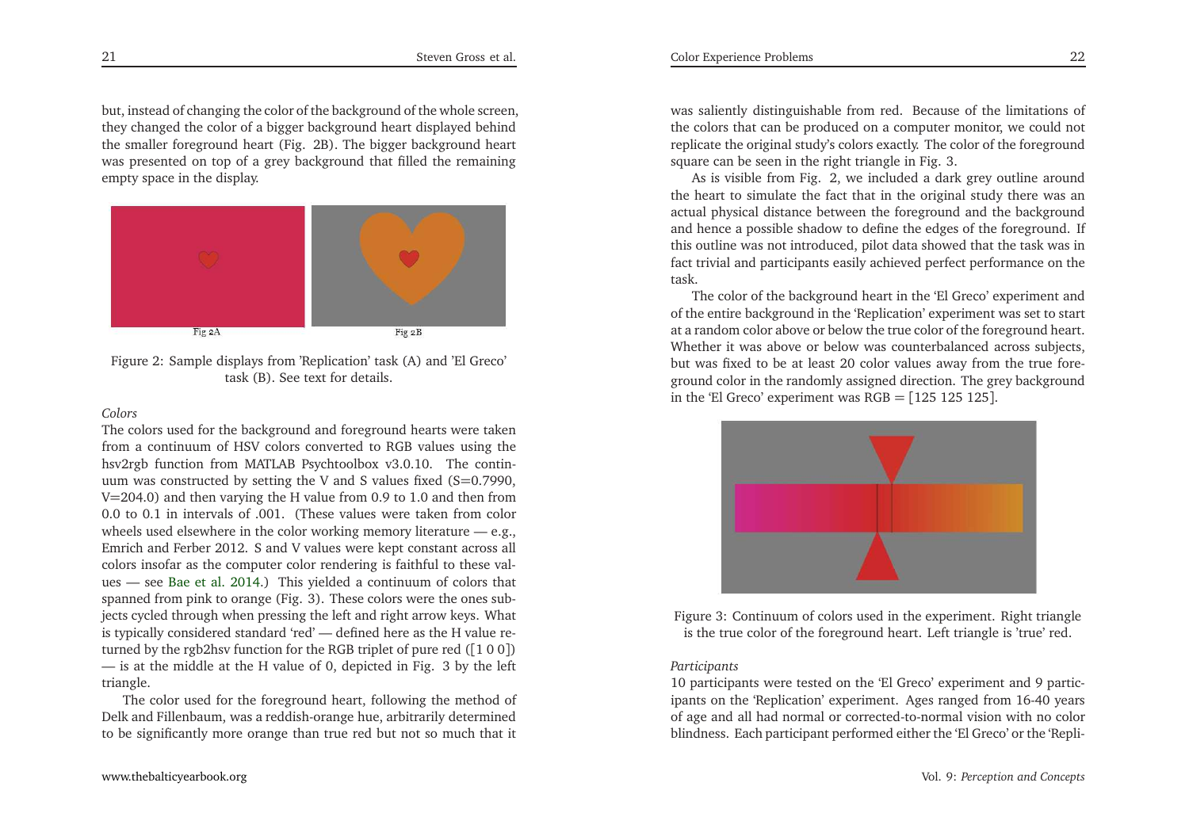but, instead of changing the color of the background of the whole screen, they changed the color of a bigger background heart displayed behind the smaller foreground heart (Fig. 2B). The bigger background heart was presented on top of a grey background that filled the remaining empty space in the display.

Fig 2A

Fig 2B

Figure 2: Sample displays from 'Replication' task (A) and 'El Greco' task (B). See text for details.

*Colors*

The colors used for the background and foreground hearts were taken from a continuum of HSV colors converted to RGB values using the hsv2rgb function from MATLAB Psychtoolbox v3.0.10. The continuum was constructed by setting the V and S values fixed (S=0.7990, V=204.0) and then varying the H value from 0.9 to 1.0 and then from 0.0 to 0.1 in intervals of .001. (These values were taken from color wheels used elsewhere in the color working memory literature — e.g., Emrich and Ferber 2012. S and V values were kept constant across all colors insofar as the computer color rendering is faithful to these values — see Bae et al. 2014.) This yielded a continuum of colors that spanned from pink to orange (Fig. 3). These colors were the ones subjects cycled through when pressing the left and right arrow keys. What is typically considered standard 'red' — defined here as the H value returned by the rgb2hsv function for the RGB triplet of pure red ([1 0 0]) — is at the middle at the H value of 0, depicted in Fig. 3 by the left triangle.

The color used for the foreground heart, following the method of Delk and Fillenbaum, was a reddish-orange hue, arbitrarily determined to be significantly more orange than true red but not so much that it was saliently distinguishable from red. Because of the limitations of the colors that can be produced on a computer monitor, we could not replicate the original study's colors exactly. The color of the foreground square can be seen in the right triangle in Fig. 3.

As is visible from Fig. 2, we included a dark grey outline around the heart to simulate the fact that in the original study there was an actual physical distance between the foreground and the background and hence a possible shadow to define the edges of the foreground. If this outline was not introduced, pilot data showed that the task was in fact trivial and participants easily achieved perfect performance on the task.

The color of the background heart in the 'El Greco' experiment and of the entire background in the 'Replication' experiment was set to start at a random color above or below the true color of the foreground heart. Whether it was above or below was counterbalanced across subjects, but was fixed to be at least 20 color values away from the true foreground color in the randomly assigned direction. The grey background in the 'El Greco' experiment was RGB = [125 125 125].

Figure 3: Continuum of colors used in the experiment. Right triangle is the true color of the foreground heart. Left triangle is 'true' red.

*Participants*

10 participants were tested on the 'El Greco' experiment and 9 participants on the 'Replication' experiment. Ages ranged from 16-40 years of age and all had normal or corrected-to-normal vision with no color blindness. Each participant performed either the 'El Greco' or the 'Repli-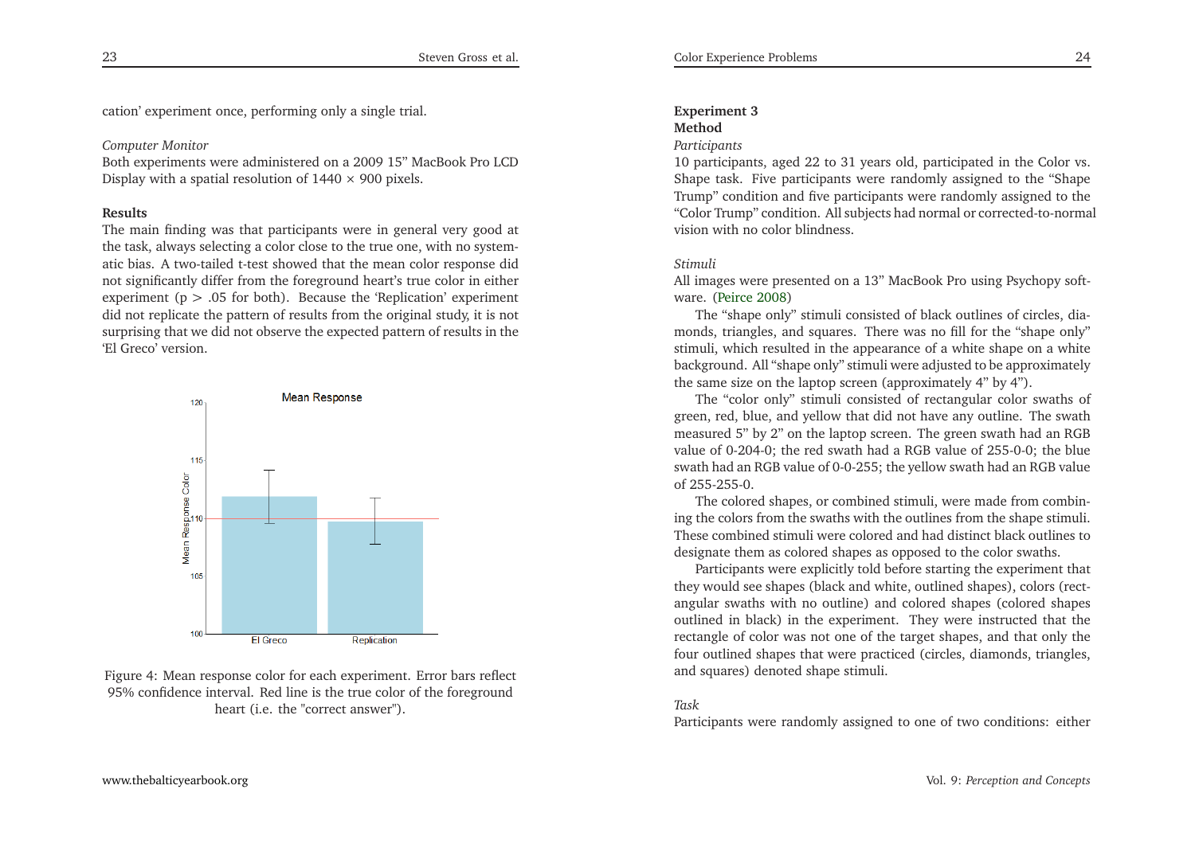cation' experiment once, performing only a single trial.

*Computer Monitor*

Both experiments were administered on a 2009 15" MacBook Pro LCD Display with a spatial resolution of 1440 × 900 pixels.

**Results**

The main finding was that participants were in general very good at the task, always selecting a color close to the true one, with no systematic bias. A two-tailed t-test showed that the mean color response did not significantly differ from the foreground heart's true color in either experiment ($p > .05$ for both). Because the 'Replication' experiment did not replicate the pattern of results from the original study, it is not surprising that we did not observe the expected pattern of results in the 'El Greco' version.

Figure 4: Mean response color for each experiment. Error bars reflect 95% confidence interval. Red line is the true color of the foreground heart (i.e. the "correct answer").

**Experiment 3**

**Method**

*Participants*

10 participants, aged 22 to 31 years old, participated in the Color vs. Shape task. Five participants were randomly assigned to the "Shape Trump" condition and five participants were randomly assigned to the "Color Trump" condition. All subjects had normal or corrected-to-normal vision with no color blindness.

*Stimuli*

All images were presented on a 13" MacBook Pro using Psychopy software. (Peirce 2008)

The "shape only" stimuli consisted of black outlines of circles, diamonds, triangles, and squares. There was no fill for the "shape only" stimuli, which resulted in the appearance of a white shape on a white background. All "shape only" stimuli were adjusted to be approximately the same size on the laptop screen (approximately 4" by 4").

The "color only" stimuli consisted of rectangular color swaths of green, red, blue, and yellow that did not have any outline. The swath measured 5" by 2" on the laptop screen. The green swath had an RGB value of 0-204-0; the red swath had a RGB value of 255-0-0; the blue swath had an RGB value of 0-0-255; the yellow swath had an RGB value of 255-255-0.

The colored shapes, or combined stimuli, were made from combining the colors from the swaths with the outlines from the shape stimuli. These combined stimuli were colored and had distinct black outlines to designate them as colored shapes as opposed to the color swaths.

Participants were explicitly told before starting the experiment that they would see shapes (black and white, outlined shapes), colors (rectangular swaths with no outline) and colored shapes (colored shapes outlined in black) in the experiment. They were instructed that the rectangle of color was not one of the target shapes, and that only the four outlined shapes that were practiced (circles, diamonds, triangles, and squares) denoted shape stimuli.

*Task*

Participants were randomly assigned to one of two conditions: either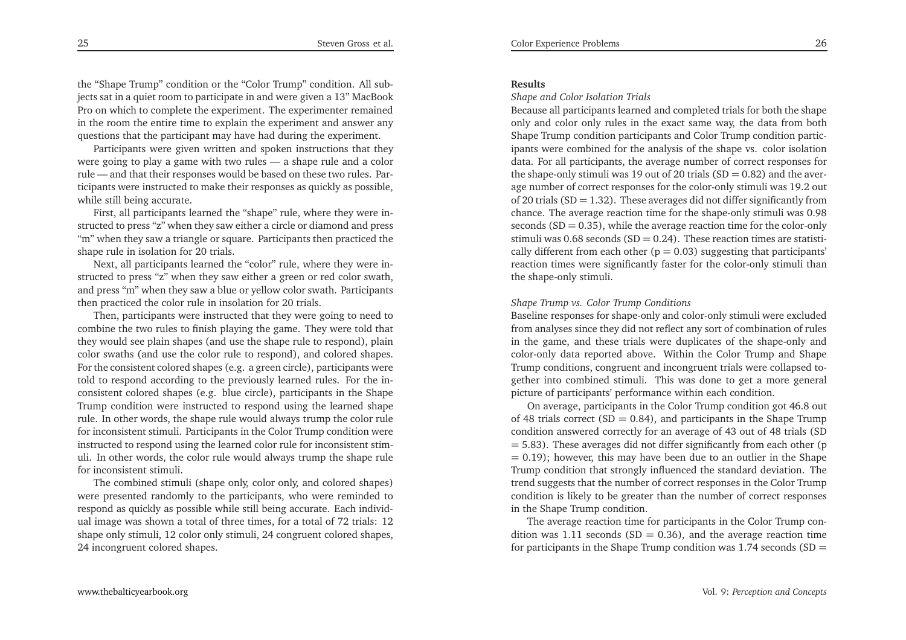the "Shape Trump" condition or the "Color Trump" condition. All subjects sat in a quiet room to participate in and were given a 13" MacBook Pro on which to complete the experiment. The experimenter remained in the room the entire time to explain the experiment and answer any questions that the participant may have had during the experiment.

Participants were given written and spoken instructions that they were going to play a game with two rules — a shape rule and a color rule — and that their responses would be based on these two rules. Participants were instructed to make their responses as quickly as possible, while still being accurate.

First, all participants learned the "shape" rule, where they were instructed to press "z" when they saw either a circle or diamond and press "m" when they saw a triangle or square. Participants then practiced the shape rule in isolation for 20 trials.

Next, all participants learned the "color" rule, where they were instructed to press "z" when they saw either a green or red color swath, and press "m" when they saw a blue or yellow color swath. Participants then practiced the color rule in insolation for 20 trials.

Then, participants were instructed that they were going to need to combine the two rules to finish playing the game. They were told that they would see plain shapes (and use the shape rule to respond), plain color swaths (and use the color rule to respond), and colored shapes. For the consistent colored shapes (e.g. a green circle), participants were told to respond according to the previously learned rules. For the inconsistent colored shapes (e.g. blue circle), participants in the Shape Trump condition were instructed to respond using the learned shape rule. In other words, the shape rule would always trump the color rule for inconsistent stimuli. Participants in the Color Trump condition were instructed to respond using the learned color rule for inconsistent stimuli. In other words, the color rule would always trump the shape rule for inconsistent stimuli.

The combined stimuli (shape only, color only, and colored shapes) were presented randomly to the participants, who were reminded to respond as quickly as possible while still being accurate. Each individual image was shown a total of three times, for a total of 72 trials: 12 shape only stimuli, 12 color only stimuli, 24 congruent colored shapes, 24 incongruent colored shapes.

**Results**

*Shape and Color Isolation Trials*

Because all participants learned and completed trials for both the shape only and color only rules in the exact same way, the data from both Shape Trump condition participants and Color Trump condition participants were combined for the analysis of the shape vs. color isolation data. For all participants, the average number of correct responses for the shape-only stimuli was 19 out of 20 trials (SD = 0.82) and the average number of correct responses for the color-only stimuli was 19.2 out of 20 trials (SD = 1.32). These averages did not differ significantly from chance. The average reaction time for the shape-only stimuli was 0.98 seconds (SD = 0.35), while the average reaction time for the color-only stimuli was 0.68 seconds (SD = 0.24). These reaction times are statistically different from each other ($p = 0.03$) suggesting that participants' reaction times were significantly faster for the color-only stimuli than the shape-only stimuli.

*Shape Trump vs. Color Trump Conditions*

Baseline responses for shape-only and color-only stimuli were excluded from analyses since they did not reflect any sort of combination of rules in the game, and these trials were duplicates of the shape-only and color-only data reported above. Within the Color Trump and Shape Trump conditions, congruent and incongruent trials were collapsed together into combined stimuli. This was done to get a more general picture of participants' performance within each condition.

On average, participants in the Color Trump condition got 46.8 out of 48 trials correct (SD = 0.84), and participants in the Shape Trump condition answered correctly for an average of 43 out of 48 trials (SD = 5.83). These averages did not differ significantly from each other ($p = 0.19$); however, this may have been due to an outlier in the Shape Trump condition that strongly influenced the standard deviation. The trend suggests that the number of correct responses in the Color Trump condition is likely to be greater than the number of correct responses in the Shape Trump condition.

The average reaction time for participants in the Color Trump condition was 1.11 seconds (SD = 0.36), and the average reaction time for participants in the Shape Trump condition was 1.74 seconds (SD =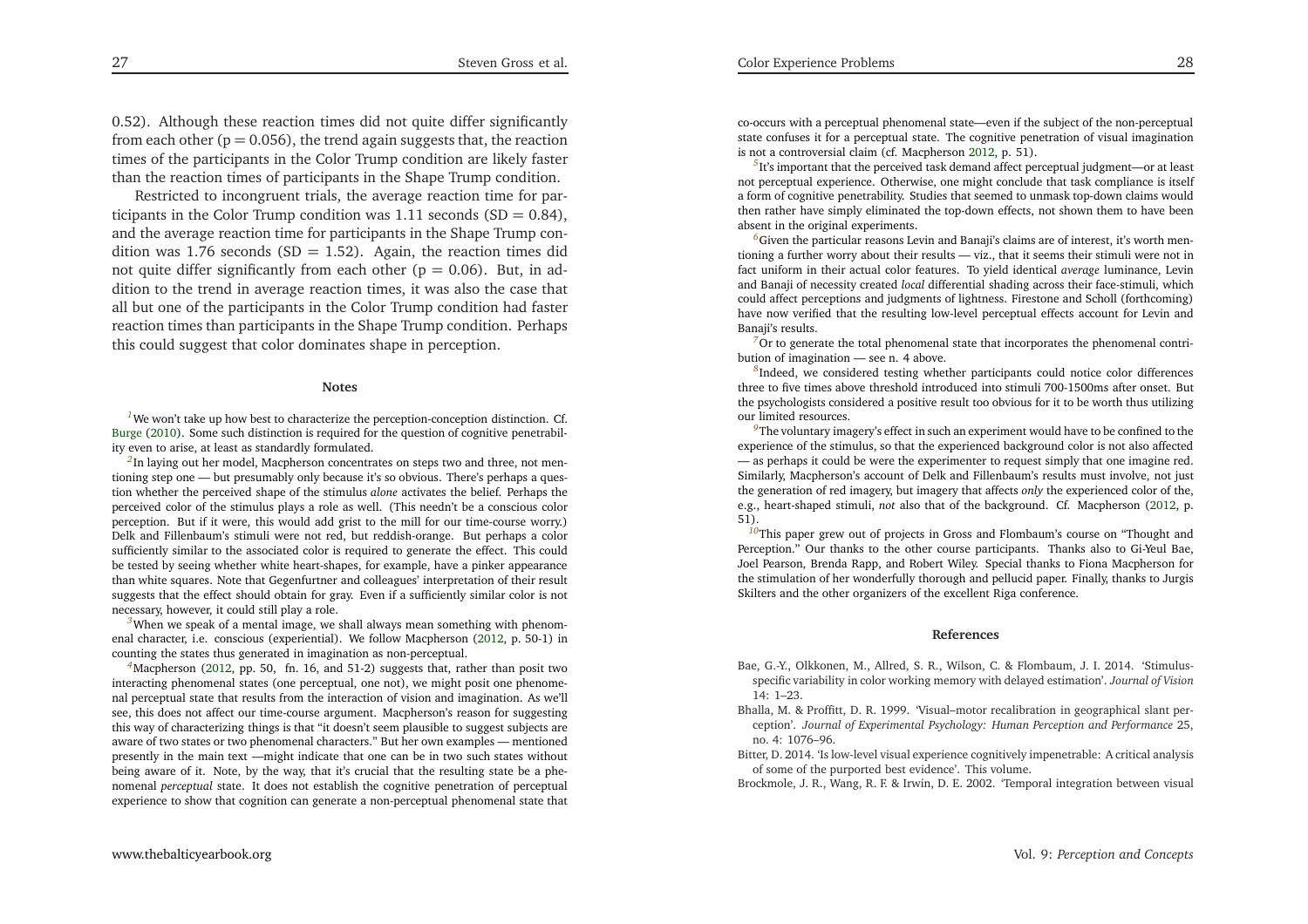0.52). Although these reaction times did not quite differ significantly from each other ($p = 0.056$), the trend again suggests that, the reaction times of the participants in the Color Trump condition are likely faster than the reaction times of participants in the Shape Trump condition.

Restricted to incongruent trials, the average reaction time for participants in the Color Trump condition was 1.11 seconds ($SD = 0.84$), and the average reaction time for participants in the Shape Trump condition was 1.76 seconds ($SD = 1.52$). Again, the reaction times did not quite differ significantly from each other ($p = 0.06$). But, in addition to the trend in average reaction times, it was also the case that all but one of the participants in the Color Trump condition had faster reaction times than participants in the Shape Trump condition. Perhaps this could suggest that color dominates shape in perception.

## Notes

[1] We won't take up how best to characterize the perception-conception distinction. Cf. Burge (2010). Some such distinction is required for the question of cognitive penetrability even to arise, at least as standardly formulated.

[2] In laying out her model, Macpherson concentrates on steps two and three, not mentioning step one — but presumably only because it's so obvious. There's perhaps a question whether the perceived shape of the stimulus *alone* activates the belief. Perhaps the perceived color of the stimulus plays a role as well. (This needn't be a conscious color perception. But if it were, this would add grist to the mill for our time-course worry.) Delk and Fillenbaum's stimuli were not red, but reddish-orange. But perhaps a color sufficiently similar to the associated color is required to generate the effect. This could be tested by seeing whether white heart-shapes, for example, have a pinker appearance than white squares. Note that Gegenfurtner and colleagues' interpretation of their result suggests that the effect should obtain for gray. Even if a sufficiently similar color is not necessary, however, it could still play a role.

[3] When we speak of a mental image, we shall always mean something with phenomenal character, i.e. conscious (experiential). We follow Macpherson (2012, p. 50-1) in counting the states thus generated in imagination as non-perceptual.

[4] Macpherson (2012, pp. 50, fn. 16, and 51-2) suggests that, rather than posit two interacting phenomenal states (one perceptual, one not), we might posit one phenomenal perceptual state that results from the interaction of vision and imagination. As we'll see, this does not affect our time-course argument. Macpherson's reason for suggesting this way of characterizing things is that "it doesn't seem plausible to suggest subjects are aware of two states or two phenomenal characters." But her own examples — mentioned presently in the main text —might indicate that one can be in two such states without being aware of it. Note, by the way, that it's crucial that the resulting state be a phenomenal *perceptual* state. It does not establish the cognitive penetration of perceptual experience to show that cognition can generate a non-perceptual phenomenal state that co-occurs with a perceptual phenomenal state—even if the subject of the non-perceptual state confuses it for a perceptual state. The cognitive penetration of visual imagination is not a controversial claim (cf. Macpherson 2012, p. 51).

[5] It's important that the perceived task demand affect perceptual judgment—or at least not perceptual experience. Otherwise, one might conclude that task compliance is itself a form of cognitive penetrability. Studies that seemed to unmask top-down claims would then rather have simply eliminated the top-down effects, not shown them to have been absent in the original experiments.

[6] Given the particular reasons Levin and Banaji's claims are of interest, it's worth mentioning a further worry about their results — viz., that it seems their stimuli were not in fact uniform in their actual color features. To yield identical *average* luminance, Levin and Banaji of necessity created *local* differential shading across their face-stimuli, which could affect perceptions and judgments of lightness. Firestone and Scholl (forthcoming) have now verified that the resulting low-level perceptual effects account for Levin and Banaji's results.

[7] Or to generate the total phenomenal state that incorporates the phenomenal contribution of imagination — see n. 4 above.

[8] Indeed, we considered testing whether participants could notice color differences three to five times above threshold introduced into stimuli 700-1500ms after onset. But the psychologists considered a positive result too obvious for it to be worth thus utilizing our limited resources.

[9] The voluntary imagery's effect in such an experiment would have to be confined to the experience of the stimulus, so that the experienced background color is not also affected — as perhaps it could be were the experimenter to request simply that one imagine red. Similarly, Macpherson's account of Delk and Fillenbaum's results must involve, not just the generation of red imagery, but imagery that affects *only* the experienced color of the, e.g., heart-shaped stimuli, *not* also that of the background. Cf. Macpherson (2012, p. 51).

[10] This paper grew out of projects in Gross and Flombaum's course on "Thought and Perception." Our thanks to the other course participants. Thanks also to Gi-Yeul Bae, Joel Pearson, Brenda Rapp, and Robert Wiley. Special thanks to Fiona Macpherson for the stimulation of her wonderfully thorough and pellucid paper. Finally, thanks to Jurgis Skilters and the other organizers of the excellent Riga conference.

## References

Bae, G.-Y., Olkkonen, M., Allred, S. R., Wilson, C. & Flombaum, J. I. 2014. 'Stimulus-specific variability in color working memory with delayed estimation'. *Journal of Vision* 14: 1–23.

Bhalla, M. & Proffitt, D. R. 1999. 'Visual–motor recalibration in geographical slant perception'. *Journal of Experimental Psychology: Human Perception and Performance* 25, no. 4: 1076–96.

Bitter, D. 2014. 'Is low-level visual experience cognitively impenetrable: A critical analysis of some of the purported best evidence'. This volume.

Brockmole, J. R., Wang, R. F. & Irwin, D. E. 2002. 'Temporal integration between visual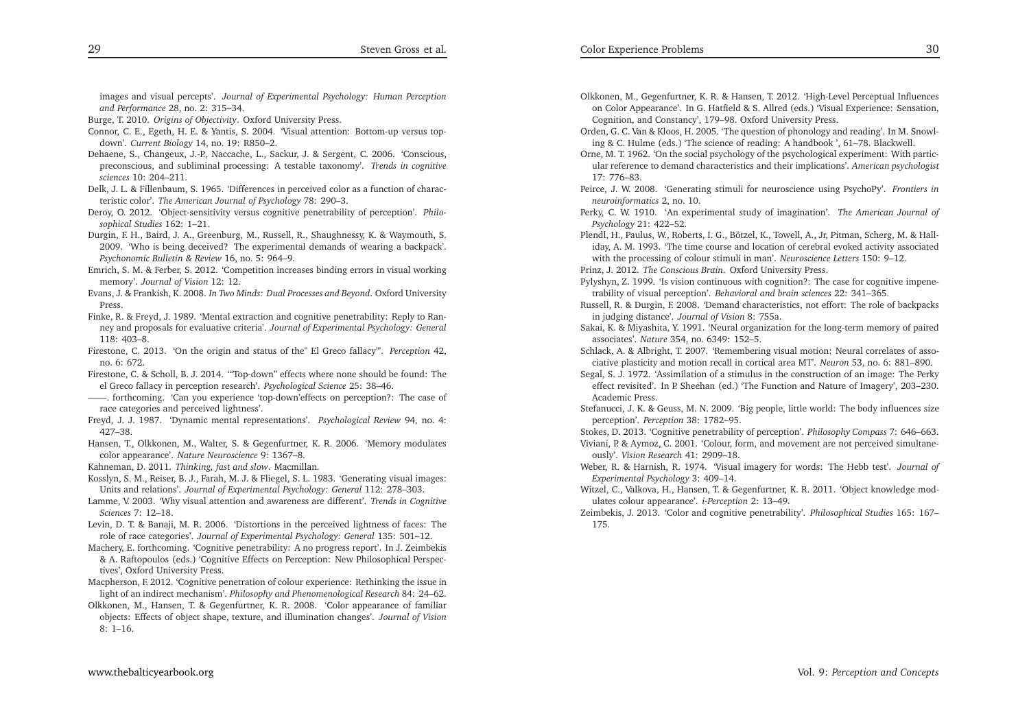images and visual percepts'. *Journal of Experimental Psychology: Human Perception and Performance* 28, no. 2: 315–34.

Burge, T. 2010. *Origins of Objectivity*. Oxford University Press.

Connor, C. E., Egeth, H. E. & Yantis, S. 2004. 'Visual attention: Bottom-up versus top-down'. *Current Biology* 14, no. 19: R850–2.

Dehaene, S., Changeux, J.-P., Naccache, L., Sackur, J. & Sergent, C. 2006. 'Conscious, preconscious, and subliminal processing: A testable taxonomy'. *Trends in cognitive sciences* 10: 204–211.

Delk, J. L. & Fillenbaum, S. 1965. 'Differences in perceived color as a function of characteristic color'. *The American Journal of Psychology* 78: 290–3.

Deroy, O. 2012. 'Object-sensitivity versus cognitive penetrability of perception'. *Philosophical Studies* 162: 1–21.

Durgin, F. H., Baird, J. A., Greenburg, M., Russell, R., Shaughnessy, K. & Waymouth, S. 2009. 'Who is being deceived? The experimental demands of wearing a backpack'. *Psychonomic Bulletin & Review* 16, no. 5: 964–9.

Emrich, S. M. & Ferber, S. 2012. 'Competition increases binding errors in visual working memory'. *Journal of Vision* 12: 12.

Evans, J. & Frankish, K. 2008. *In Two Minds: Dual Processes and Beyond*. Oxford University Press.

Finke, R. & Freyd, J. 1989. 'Mental extraction and cognitive penetrability: Reply to Ranney and proposals for evaluative criteria'. *Journal of Experimental Psychology: General* 118: 403–8.

Firestone, C. 2013. 'On the origin and status of the" El Greco fallacy"'. *Perception* 42, no. 6: 672.

Firestone, C. & Scholl, B. J. 2014. '"Top-down" effects where none should be found: The el Greco fallacy in perception research'. *Psychological Science* 25: 38–46.

——. forthcoming. 'Can you experience 'top-down'effects on perception?: The case of race categories and perceived lightness'.

Freyd, J. J. 1987. 'Dynamic mental representations'. *Psychological Review* 94, no. 4: 427–38.

Hansen, T., Olkkonen, M., Walter, S. & Gegenfurtner, K. R. 2006. 'Memory modulates color appearance'. *Nature Neuroscience* 9: 1367–8.

Kahneman, D. 2011. *Thinking, fast and slow*. Macmillan.

Kosslyn, S. M., Reiser, B. J., Farah, M. J. & Fliegel, S. L. 1983. 'Generating visual images: Units and relations'. *Journal of Experimental Psychology: General* 112: 278–303.

Lamme, V. 2003. 'Why visual attention and awareness are different'. *Trends in Cognitive Sciences* 7: 12–18.

Levin, D. T. & Banaji, M. R. 2006. 'Distortions in the perceived lightness of faces: The role of race categories'. *Journal of Experimental Psychology: General* 135: 501–12.

Machery, E. forthcoming. 'Cognitive penetrability: A no progress report'. In J. Zeimbekis & A. Raftopoulos (eds.) 'Cognitive Effects on Perception: New Philosophical Perspectives', Oxford University Press.

Macpherson, F. 2012. 'Cognitive penetration of colour experience: Rethinking the issue in light of an indirect mechanism'. *Philosophy and Phenomenological Research* 84: 24–62.

Olkkonen, M., Hansen, T. & Gegenfurtner, K. R. 2008. 'Color appearance of familiar objects: Effects of object shape, texture, and illumination changes'. *Journal of Vision* 8: 1–16.

Olkkonen, M., Gegenfurtner, K. R. & Hansen, T. 2012. 'High-Level Perceptual Influences on Color Appearance'. In G. Hatfield & S. Allred (eds.) 'Visual Experience: Sensation, Cognition, and Constancy', 179–98. Oxford University Press.

Orden, G. C. Van & Kloos, H. 2005. 'The question of phonology and reading'. In M. Snowling & C. Hulme (eds.) 'The science of reading: A handbook ', 61–78. Blackwell.

Orne, M. T. 1962. 'On the social psychology of the psychological experiment: With particular reference to demand characteristics and their implications'. *American psychologist* 17: 776–83.

Peirce, J. W. 2008. 'Generating stimuli for neuroscience using PsychoPy'. *Frontiers in neuroinformatics* 2, no. 10.

Perky, C. W. 1910. 'An experimental study of imagination'. *The American Journal of Psychology* 21: 422–52.

Plendl, H., Paulus, W., Roberts, I. G., Bötzel, K., Towell, A., Jr, Pitman, Scherg, M. & Halliday, A. M. 1993. 'The time course and location of cerebral evoked activity associated with the processing of colour stimuli in man'. *Neuroscience Letters* 150: 9–12.

Prinz, J. 2012. *The Conscious Brain*. Oxford University Press.

Pylyshyn, Z. 1999. 'Is vision continuous with cognition?: The case for cognitive impenetrability of visual perception'. *Behavioral and brain sciences* 22: 341–365.

Russell, R. & Durgin, F. 2008. 'Demand characteristics, not effort: The role of backpacks in judging distance'. *Journal of Vision* 8: 755a.

Sakai, K. & Miyashita, Y. 1991. 'Neural organization for the long-term memory of paired associates'. *Nature* 354, no. 6349: 152–5.

Schlack, A. & Albright, T. 2007. 'Remembering visual motion: Neural correlates of associative plasticity and motion recall in cortical area MT'. *Neuron* 53, no. 6: 881–890.

Segal, S. J. 1972. 'Assimilation of a stimulus in the construction of an image: The Perky effect revisited'. In P. Sheehan (ed.) 'The Function and Nature of Imagery', 203–230. Academic Press.

Stefanucci, J. K. & Geuss, M. N. 2009. 'Big people, little world: The body influences size perception'. *Perception* 38: 1782–95.

Stokes, D. 2013. 'Cognitive penetrability of perception'. *Philosophy Compass* 7: 646–663.

Viviani, P. & Aymoz, C. 2001. 'Colour, form, and movement are not perceived simultaneously'. *Vision Research* 41: 2909–18.

Weber, R. & Harnish, R. 1974. 'Visual imagery for words: The Hebb test'. *Journal of Experimental Psychology* 3: 409–14.

Witzel, C., Valkova, H., Hansen, T. & Gegenfurtner, K. R. 2011. 'Object knowledge modulates colour appearance'. *i-Perception* 2: 13–49.

Zeimbekis, J. 2013. 'Color and cognitive penetrability'. *Philosophical Studies* 165: 167–175.